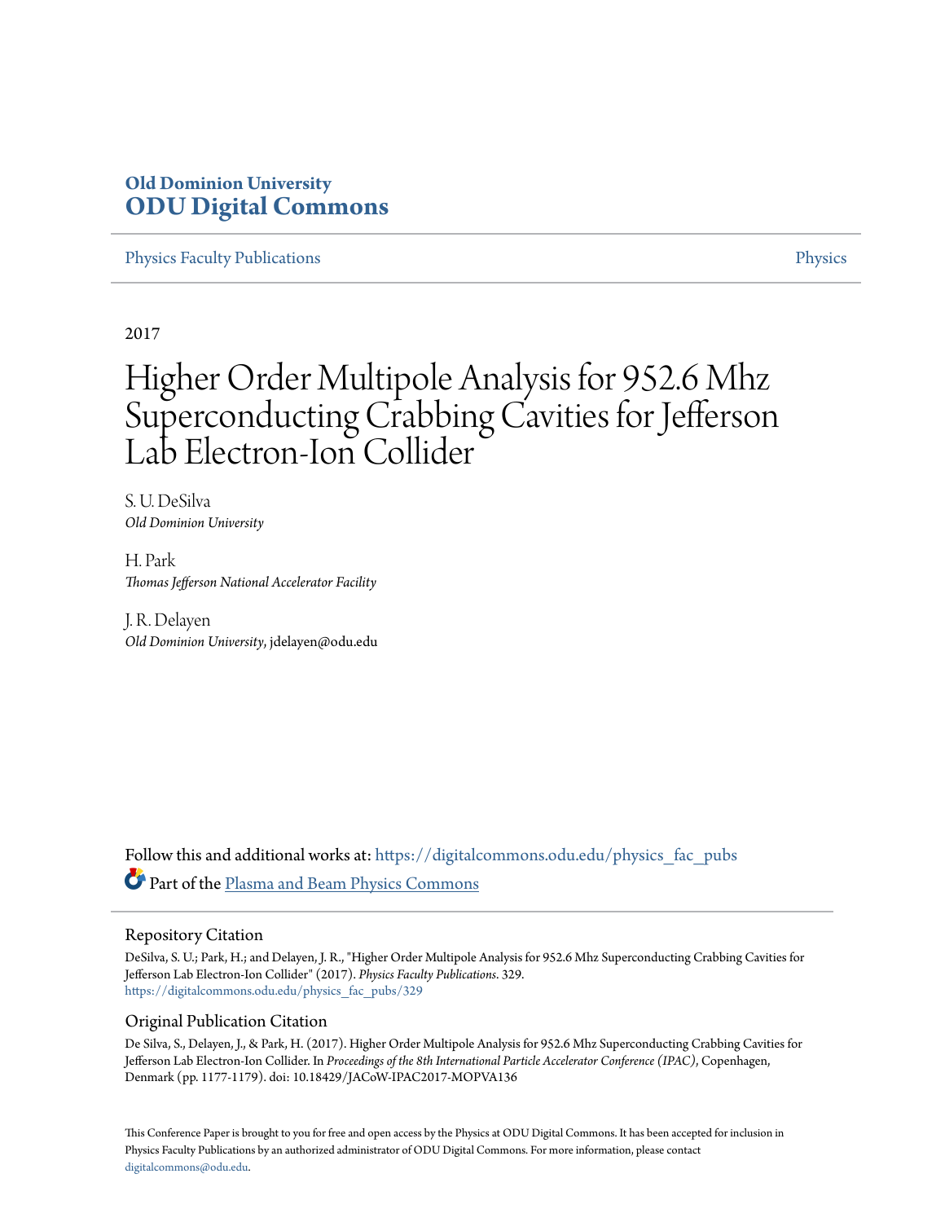**Old Dominion University**
**ODU Digital Commons**

Physics Faculty Publications | Physics

2017

# Higher Order Multipole Analysis for 952.6 Mhz Superconducting Crabbing Cavities for Jefferson Lab Electron-Ion Collider

S. U. DeSilva
*Old Dominion University*

H. Park
*Thomas Jefferson National Accelerator Facility*

J. R. Delayen
*Old Dominion University*, jdelayen@odu.edu

Follow this and additional works at: https://digitalcommons.odu.edu/physics_fac_pubs

Part of the Plasma and Beam Physics Commons

## Repository Citation

DeSilva, S. U.; Park, H.; and Delayen, J. R., "Higher Order Multipole Analysis for 952.6 Mhz Superconducting Crabbing Cavities for Jefferson Lab Electron-Ion Collider" (2017). *Physics Faculty Publications*. 329.
https://digitalcommons.odu.edu/physics_fac_pubs/329

## Original Publication Citation

De Silva, S., Delayen, J., & Park, H. (2017). Higher Order Multipole Analysis for 952.6 Mhz Superconducting Crabbing Cavities for Jefferson Lab Electron-Ion Collider. In *Proceedings of the 8th International Particle Accelerator Conference (IPAC)*, Copenhagen, Denmark (pp. 1177-1179). doi: 10.18429/JACoW-IPAC2017-MOPVA136

This Conference Paper is brought to you for free and open access by the Physics at ODU Digital Commons. It has been accepted for inclusion in Physics Faculty Publications by an authorized administrator of ODU Digital Commons. For more information, please contact digitalcommons@odu.edu.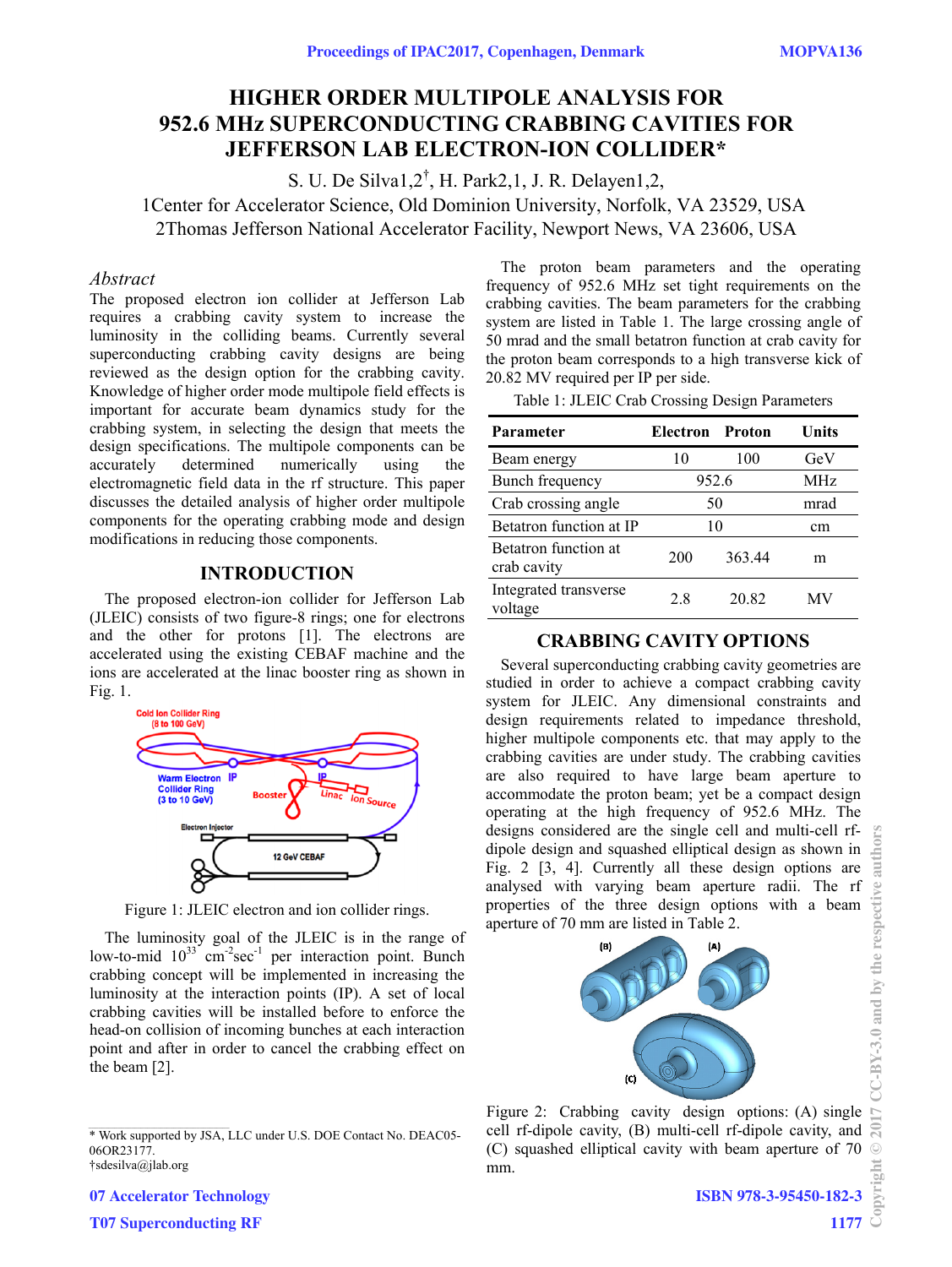# HIGHER ORDER MULTIPOLE ANALYSIS FOR 952.6 MHz SUPERCONDUCTING CRABBING CAVITIES FOR JEFFERSON LAB ELECTRON-ION COLLIDER*

S. U. De Silva1,2[†], H. Park2,1, J. R. Delayen1,2,

1Center for Accelerator Science, Old Dominion University, Norfolk, VA 23529, USA

2Thomas Jefferson National Accelerator Facility, Newport News, VA 23606, USA

## *Abstract*

The proposed electron ion collider at Jefferson Lab requires a crabbing cavity system to increase the luminosity in the colliding beams. Currently several superconducting crabbing cavity designs are being reviewed as the design option for the crabbing cavity. Knowledge of higher order mode multipole field effects is important for accurate beam dynamics study for the crabbing system, in selecting the design that meets the design specifications. The multipole components can be accurately determined numerically using the electromagnetic field data in the rf structure. This paper discusses the detailed analysis of higher order multipole components for the operating crabbing mode and design modifications in reducing those components.

## INTRODUCTION

The proposed electron-ion collider for Jefferson Lab (JLEIC) consists of two figure-8 rings; one for electrons and the other for protons [1]. The electrons are accelerated using the existing CEBAF machine and the ions are accelerated at the linac booster ring as shown in Fig. 1.

Figure 1: JLEIC electron and ion collider rings.

The luminosity goal of the JLEIC is in the range of low-to-mid $10^{33}$ $cm^{-2}sec^{-1}$ per interaction point. Bunch crabbing concept will be implemented in increasing the luminosity at the interaction points (IP). A set of local crabbing cavities will be installed before to enforce the head-on collision of incoming bunches at each interaction point and after in order to cancel the crabbing effect on the beam [2].

The proton beam parameters and the operating frequency of 952.6 MHz set tight requirements on the crabbing cavities. The beam parameters for the crabbing system are listed in Table 1. The large crossing angle of 50 mrad and the small betatron function at crab cavity for the proton beam corresponds to a high transverse kick of 20.82 MV required per IP per side.

Table 1: JLEIC Crab Crossing Design Parameters

| Parameter | Electron | Proton | Units |
|---|---|---|---|
| Beam energy | 10 | 100 | GeV |
| Bunch frequency | 952.6 | | MHz |
| Crab crossing angle | 50 | | mrad |
| Betatron function at IP | 10 | | cm |
| Betatron function at crab cavity | 200 | 363.44 | m |
| Integrated transverse voltage | 2.8 | 20.82 | MV |

## CRABBING CAVITY OPTIONS

Several superconducting crabbing cavity geometries are studied in order to achieve a compact crabbing cavity system for JLEIC. Any dimensional constraints and design requirements related to impedance threshold, higher multipole components etc. that may apply to the crabbing cavities are under study. The crabbing cavities are also required to have large beam aperture to accommodate the proton beam; yet be a compact design operating at the high frequency of 952.6 MHz. The designs considered are the single cell and multi-cell rf-dipole design and squashed elliptical design as shown in Fig. 2 [3, 4]. Currently all these design options are analysed with varying beam aperture radii. The rf properties of the three design options with a beam aperture of 70 mm are listed in Table 2.

Figure 2: Crabbing cavity design options: (A) single cell rf-dipole cavity, (B) multi-cell rf-dipole cavity, and (C) squashed elliptical cavity with beam aperture of 70 mm.

---

* Work supported by JSA, LLC under U.S. DOE Contact No. DEAC05-06OR23177.

†sdesilva@jlab.org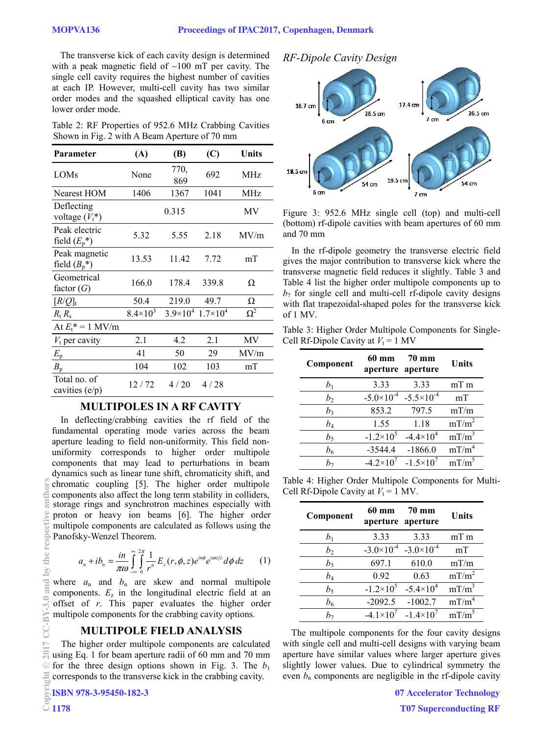The transverse kick of each cavity design is determined with a peak magnetic field of ~100 mT per cavity. The single cell cavity requires the highest number of cavities at each IP. However, multi-cell cavity has two similar order modes and the squashed elliptical cavity has one lower order mode.

Table 2: RF Properties of 952.6 MHz Crabbing Cavities Shown in Fig. 2 with A Beam Aperture of 70 mm

| Parameter | (A) | (B) | (C) | Units |
|---|---|---|---|---|
| LOMs | None | 770, 869 | 692 | MHz |
| Nearest HOM | 1406 | 1367 | 1041 | MHz |
| Deflecting voltage ($V_t$*) | | 0.315 | | MV |
| Peak electric field ($E_p$*) | 5.32 | 5.55 | 2.18 | MV/m |
| Peak magnetic field ($B_p$*) | 13.53 | 11.42 | 7.72 | mT |
| Geometrical factor ($G$) | 166.0 | 178.4 | 339.8 | Ω |
| $[R/Q]_t$ | 50.4 | 219.0 | 49.7 | Ω |
| $R_t R_s$ | $8.4\times10^3$ | $3.9\times10^4$ | $1.7\times10^4$ | $\Omega^2$ |
| At $E_t$* = 1 MV/m | | | | |
| $V_t$ per cavity | 2.1 | 4.2 | 2.1 | MV |
| $E_p$ | 41 | 50 | 29 | MV/m |
| $B_p$ | 104 | 102 | 103 | mT |
| Total no. of cavities (e/p) | 12 / 72 | 4 / 20 | 4 / 28 | |

## MULTIPOLES IN A RF CAVITY

In deflecting/crabbing cavities the rf field of the fundamental operating mode varies across the beam aperture leading to field non-uniformity. This field non-uniformity corresponds to higher order multipole components that may lead to perturbations in beam dynamics such as linear tune shift, chromaticity shift, and chromatic coupling [5]. The higher order multipole components also affect the long term stability in colliders, storage rings and synchrotron machines especially with proton or heavy ion beams [6]. The higher order multipole components are calculated as follows using the Panofsky-Wenzel Theorem.

$$a_n + i b_n = \frac{in}{\pi\omega} \int_{-\infty}^{\infty} \int_{0}^{2\pi} \frac{1}{r^n} E_z(r,\phi,z) e^{in\phi} e^{i\omega z/c} \, d\phi \, dz \qquad (1)$$

where $a_n$ and $b_n$ are skew and normal multipole components. $E_z$ in the longitudinal electric field at an offset of $r$. This paper evaluates the higher order multipole components for the crabbing cavity options.

## MULTIPOLE FIELD ANALYSIS

The higher order multipole components are calculated using Eq. 1 for beam aperture radii of 60 mm and 70 mm for the three design options shown in Fig. 3. The $b_1$ corresponds to the transverse kick in the crabbing cavity.

### RF-Dipole Cavity Design

Figure 3: 952.6 MHz single cell (top) and multi-cell (bottom) rf-dipole cavities with beam apertures of 60 mm and 70 mm

In the rf-dipole geometry the transverse electric field gives the major contribution to transverse kick where the transverse magnetic field reduces it slightly. Table 3 and Table 4 list the higher order multipole components up to $b_7$ for single cell and multi-cell rf-dipole cavity designs with flat trapezoidal-shaped poles for the transverse kick of 1 MV.

Table 3: Higher Order Multipole Components for Single-Cell Rf-Dipole Cavity at $V_t$ = 1 MV

| Component | 60 mm aperture | 70 mm aperture | Units |
|---|---|---|---|
| $b_1$ | 3.33 | 3.33 | mT m |
| $b_2$ | $-5.0\times10^{-4}$ | $-5.5\times10^{-4}$ | mT |
| $b_3$ | 853.2 | 797.5 | mT/m |
| $b_4$ | 1.55 | 1.18 | mT/m$^2$ |
| $b_5$ | $-1.2\times10^{5}$ | $-4.4\times10^{4}$ | mT/m$^3$ |
| $b_6$ | -3544.4 | -1866.0 | mT/m$^4$ |
| $b_7$ | $-4.2\times10^{7}$ | $-1.5\times10^{7}$ | mT/m$^5$ |

Table 4: Higher Order Multipole Components for Multi-Cell Rf-Dipole Cavity at $V_t$ = 1 MV.

| Component | 60 mm aperture | 70 mm aperture | Units |
|---|---|---|---|
| $b_1$ | 3.33 | 3.33 | mT m |
| $b_2$ | $-3.0\times10^{-4}$ | $-3.0\times10^{-4}$ | mT |
| $b_3$ | 697.1 | 610.0 | mT/m |
| $b_4$ | 0.92 | 0.63 | mT/m$^2$ |
| $b_5$ | $-1.2\times10^{5}$ | $-5.4\times10^{4}$ | mT/m$^3$ |
| $b_6$ | -2092.5 | -1002.7 | mT/m$^4$ |
| $b_7$ | $-4.1\times10^{7}$ | $-1.4\times10^{7}$ | mT/m$^5$ |

The multipole components for the four cavity designs with single cell and multi-cell designs with varying beam aperture have similar values where larger aperture gives slightly lower values. Due to cylindrical symmetry the even $b_n$ components are negligible in the rf-dipole cavity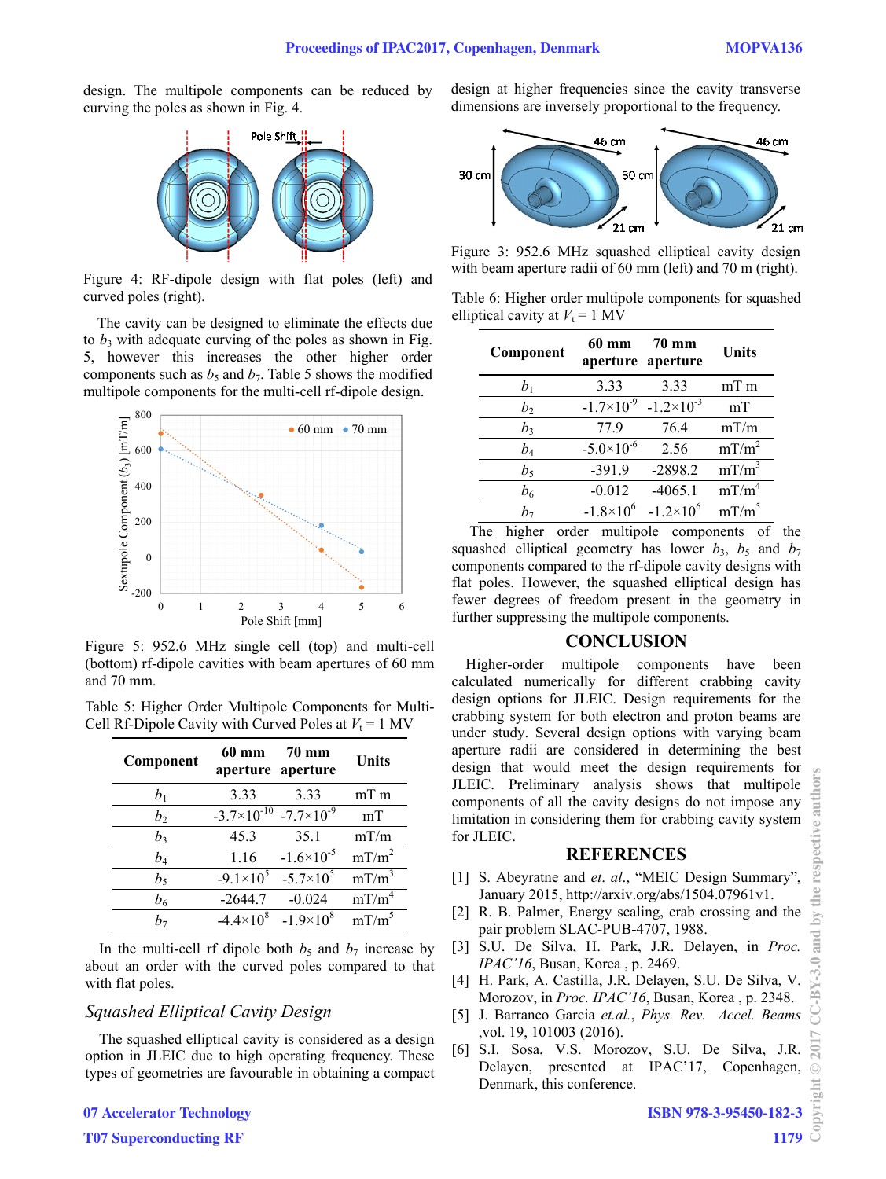design. The multipole components can be reduced by curving the poles as shown in Fig. 4.

Pole Shift

Figure 4: RF-dipole design with flat poles (left) and curved poles (right).

The cavity can be designed to eliminate the effects due to $b_3$ with adequate curving of the poles as shown in Fig. 5, however this increases the other higher order components such as $b_5$ and $b_7$. Table 5 shows the modified multipole components for the multi-cell rf-dipole design.

Sextupole Component ($b_3$) [mT/m]
800
600
400
200
0
-200
0 1 2 3 4 5 6
Pole Shift [mm]
● 60 mm ● 70 mm

Figure 5: 952.6 MHz single cell (top) and multi-cell (bottom) rf-dipole cavities with beam apertures of 60 mm and 70 mm.

Table 5: Higher Order Multipole Components for Multi-Cell Rf-Dipole Cavity with Curved Poles at $V_t$ = 1 MV

| Component | 60 mm aperture | 70 mm aperture | Units |
|---|---|---|---|
| $b_1$ | 3.33 | 3.33 | mT m |
| $b_2$ | $-3.7\times10^{-10}$ | $-7.7\times10^{-9}$ | mT |
| $b_3$ | 45.3 | 35.1 | mT/m |
| $b_4$ | 1.16 | $-1.6\times10^{-5}$ | mT/m$^2$ |
| $b_5$ | $-9.1\times10^{5}$ | $-5.7\times10^{5}$ | mT/m$^3$ |
| $b_6$ | -2644.7 | -0.024 | mT/m$^4$ |
| $b_7$ | $-4.4\times10^{8}$ | $-1.9\times10^{8}$ | mT/m$^5$ |

In the multi-cell rf dipole both $b_5$ and $b_7$ increase by about an order with the curved poles compared to that with flat poles.

### *Squashed Elliptical Cavity Design*

The squashed elliptical cavity is considered as a design option in JLEIC due to high operating frequency. These types of geometries are favourable in obtaining a compact design at higher frequencies since the cavity transverse dimensions are inversely proportional to the frequency.

46 cm
30 cm
21 cm
46 cm
30 cm
21 cm

Figure 3: 952.6 MHz squashed elliptical cavity design with beam aperture radii of 60 mm (left) and 70 m (right).

Table 6: Higher order multipole components for squashed elliptical cavity at $V_t$ = 1 MV

| Component | 60 mm aperture | 70 mm aperture | Units |
|---|---|---|---|
| $b_1$ | 3.33 | 3.33 | mT m |
| $b_2$ | $-1.7\times10^{-9}$ | $-1.2\times10^{-3}$ | mT |
| $b_3$ | 77.9 | 76.4 | mT/m |
| $b_4$ | $-5.0\times10^{-6}$ | 2.56 | mT/m$^2$ |
| $b_5$ | -391.9 | -2898.2 | mT/m$^3$ |
| $b_6$ | -0.012 | -4065.1 | mT/m$^4$ |
| $b_7$ | $-1.8\times10^{6}$ | $-1.2\times10^{6}$ | mT/m$^5$ |

The higher order multipole components of the squashed elliptical geometry has lower $b_3$, $b_5$ and $b_7$ components compared to the rf-dipole cavity designs with flat poles. However, the squashed elliptical design has fewer degrees of freedom present in the geometry in further suppressing the multipole components.

## CONCLUSION

Higher-order multipole components have been calculated numerically for different crabbing cavity design options for JLEIC. Design requirements for the crabbing system for both electron and proton beams are under study. Several design options with varying beam aperture radii are considered in determining the best design that would meet the design requirements for JLEIC. Preliminary analysis shows that multipole components of all the cavity designs do not impose any limitation in considering them for crabbing cavity system for JLEIC.

## REFERENCES

[1] S. Abeyratne and *et. al.*, "MEIC Design Summary", January 2015, http://arxiv.org/abs/1504.07961v1.

[2] R. B. Palmer, Energy scaling, crab crossing and the pair problem SLAC-PUB-4707, 1988.

[3] S.U. De Silva, H. Park, J.R. Delayen, in *Proc. IPAC'16*, Busan, Korea , p. 2469.

[4] H. Park, A. Castilla, J.R. Delayen, S.U. De Silva, V. Morozov, in *Proc. IPAC'16*, Busan, Korea , p. 2348.

[5] J. Barranco Garcia *et.al.*, *Phys. Rev. Accel. Beams* ,vol. 19, 101003 (2016).

[6] S.I. Sosa, V.S. Morozov, S.U. De Silva, J.R. Delayen, presented at IPAC'17, Copenhagen, Denmark, this conference.